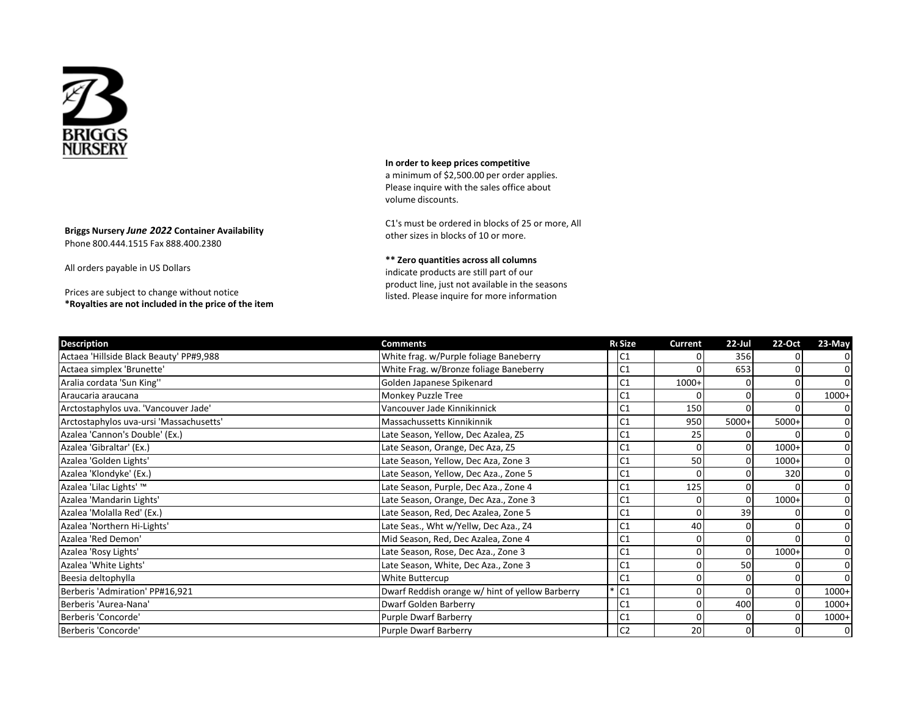BRIGGS NURSERY

**Briggs Nursery** ***June 2022*** **Container Availability**
Phone 800.444.1515 Fax 888.400.2380

All orders payable in US Dollars

Prices are subject to change without notice
***Royalties are not included in the price of the item**

**In order to keep prices competitive**
a minimum of $2,500.00 per order applies.
Please inquire with the sales office about
volume discounts.

C1's must be ordered in blocks of 25 or more, All
other sizes in blocks of 10 or more.

**** Zero quantities across all columns**
indicate products are still part of our
product line, just not available in the seasons
listed. Please inquire for more information

| Description | Comments | R | Size | Current | 22-Jul | 22-Oct | 23-May |
|---|---|---|---|---|---|---|---|
| Actaea 'Hillside Black Beauty' PP#9,988 | White frag. w/Purple foliage Baneberry | | C1 | 0 | 356 | 0 | 0 |
| Actaea simplex 'Brunette' | White Frag. w/Bronze foliage Baneberry | | C1 | 0 | 653 | 0 | 0 |
| Aralia cordata 'Sun King'' | Golden Japanese Spikenard | | C1 | 1000+ | 0 | 0 | 0 |
| Araucaria araucana | Monkey Puzzle Tree | | C1 | 0 | 0 | 0 | 1000+ |
| Arctostaphylos uva. 'Vancouver Jade' | Vancouver Jade Kinnikinnick | | C1 | 150 | 0 | 0 | 0 |
| Arctostaphylos uva-ursi 'Massachusetts' | Massachussetts Kinnikinnik | | C1 | 950 | 5000+ | 5000+ | 0 |
| Azalea 'Cannon's Double' (Ex.) | Late Season, Yellow, Dec Azalea, Z5 | | C1 | 25 | 0 | 0 | 0 |
| Azalea 'Gibraltar' (Ex.) | Late Season, Orange, Dec Aza, Z5 | | C1 | 0 | 0 | 1000+ | 0 |
| Azalea 'Golden Lights' | Late Season, Yellow, Dec Aza, Zone 3 | | C1 | 50 | 0 | 1000+ | 0 |
| Azalea 'Klondyke' (Ex.) | Late Season, Yellow, Dec Aza., Zone 5 | | C1 | 0 | 0 | 320 | 0 |
| Azalea 'Lilac Lights' ™ | Late Season, Purple, Dec Aza., Zone 4 | | C1 | 125 | 0 | 0 | 0 |
| Azalea 'Mandarin Lights' | Late Season, Orange, Dec Aza., Zone 3 | | C1 | 0 | 0 | 1000+ | 0 |
| Azalea 'Molalla Red' (Ex.) | Late Season, Red, Dec Azalea, Zone 5 | | C1 | 0 | 39 | 0 | 0 |
| Azalea 'Northern Hi-Lights' | Late Seas., Wht w/Yellw, Dec Aza., Z4 | | C1 | 40 | 0 | 0 | 0 |
| Azalea 'Red Demon' | Mid Season, Red, Dec Azalea, Zone 4 | | C1 | 0 | 0 | 0 | 0 |
| Azalea 'Rosy Lights' | Late Season, Rose, Dec Aza., Zone 3 | | C1 | 0 | 0 | 1000+ | 0 |
| Azalea 'White Lights' | Late Season, White, Dec Aza., Zone 3 | | C1 | 0 | 50 | 0 | 0 |
| Beesia deltophylla | White Buttercup | | C1 | 0 | 0 | 0 | 0 |
| Berberis 'Admiration' PP#16,921 | Dwarf Reddish orange w/ hint of yellow Barberry | * | C1 | 0 | 0 | 0 | 1000+ |
| Berberis 'Aurea-Nana' | Dwarf Golden Barberry | | C1 | 0 | 400 | 0 | 1000+ |
| Berberis 'Concorde' | Purple Dwarf Barberry | | C1 | 0 | 0 | 0 | 1000+ |
| Berberis 'Concorde' | Purple Dwarf Barberry | | C2 | 20 | 0 | 0 | 0 |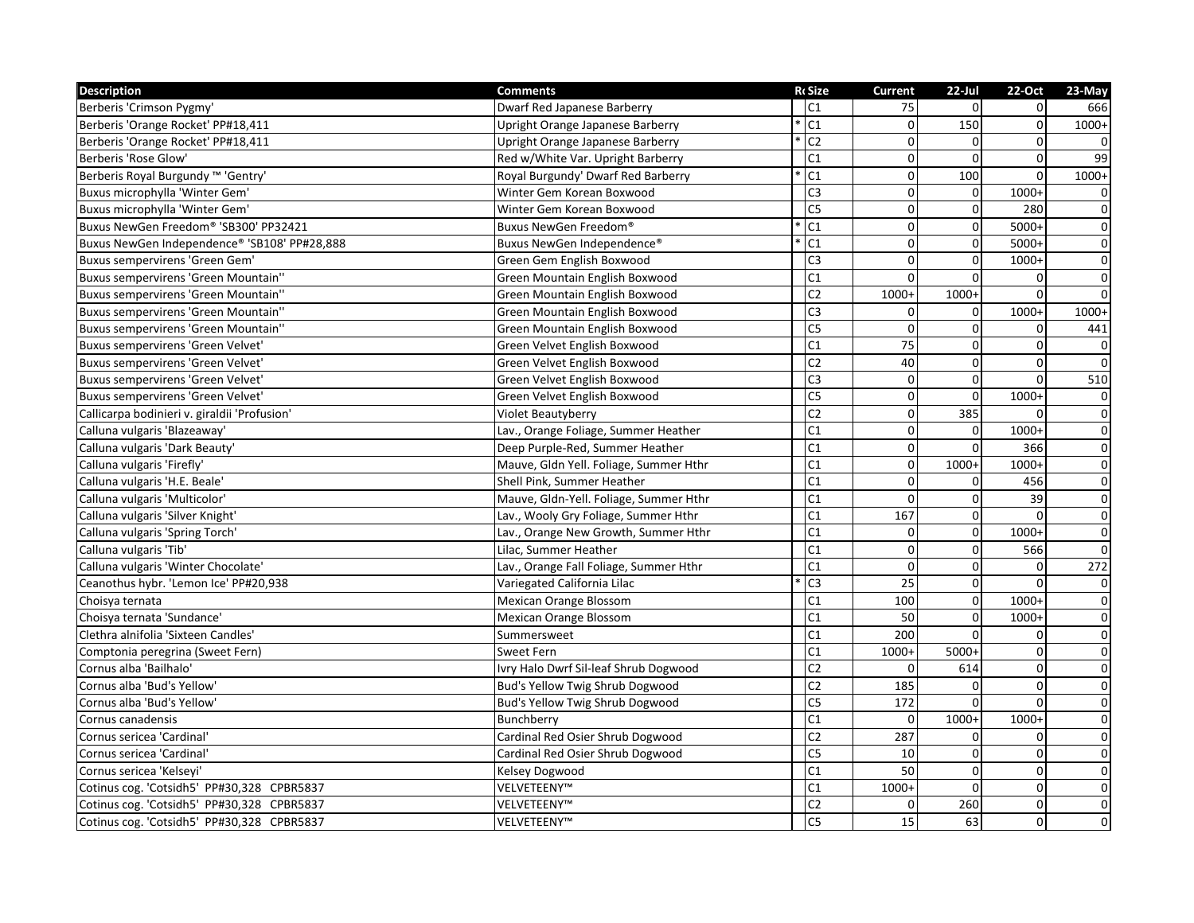| Description | Comments | Re | Size | Current | 22-Jul | 22-Oct | 23-May |
|---|---|---|---|---|---|---|---|
| Berberis 'Crimson Pygmy' | Dwarf Red Japanese Barberry | | C1 | 75 | 0 | 0 | 666 |
| Berberis 'Orange Rocket' PP#18,411 | Upright Orange Japanese Barberry | * | C1 | 0 | 150 | 0 | 1000+ |
| Berberis 'Orange Rocket' PP#18,411 | Upright Orange Japanese Barberry | * | C2 | 0 | 0 | 0 | 0 |
| Berberis 'Rose Glow' | Red w/White Var. Upright Barberry | | C1 | 0 | 0 | 0 | 99 |
| Berberis Royal Burgundy ™ 'Gentry' | Royal Burgundy' Dwarf Red Barberry | * | C1 | 0 | 100 | 0 | 1000+ |
| Buxus microphylla 'Winter Gem' | Winter Gem Korean Boxwood | | C3 | 0 | 0 | 1000+ | 0 |
| Buxus microphylla 'Winter Gem' | Winter Gem Korean Boxwood | | C5 | 0 | 0 | 280 | 0 |
| Buxus NewGen Freedom® 'SB300' PP32421 | Buxus NewGen Freedom® | * | C1 | 0 | 0 | 5000+ | 0 |
| Buxus NewGen Independence® 'SB108' PP#28,888 | Buxus NewGen Independence® | * | C1 | 0 | 0 | 5000+ | 0 |
| Buxus sempervirens 'Green Gem' | Green Gem English Boxwood | | C3 | 0 | 0 | 1000+ | 0 |
| Buxus sempervirens 'Green Mountain'' | Green Mountain English Boxwood | | C1 | 0 | 0 | 0 | 0 |
| Buxus sempervirens 'Green Mountain'' | Green Mountain English Boxwood | | C2 | 1000+ | 1000+ | 0 | 0 |
| Buxus sempervirens 'Green Mountain'' | Green Mountain English Boxwood | | C3 | 0 | 0 | 1000+ | 1000+ |
| Buxus sempervirens 'Green Mountain'' | Green Mountain English Boxwood | | C5 | 0 | 0 | 0 | 441 |
| Buxus sempervirens 'Green Velvet' | Green Velvet English Boxwood | | C1 | 75 | 0 | 0 | 0 |
| Buxus sempervirens 'Green Velvet' | Green Velvet English Boxwood | | C2 | 40 | 0 | 0 | 0 |
| Buxus sempervirens 'Green Velvet' | Green Velvet English Boxwood | | C3 | 0 | 0 | 0 | 510 |
| Buxus sempervirens 'Green Velvet' | Green Velvet English Boxwood | | C5 | 0 | 0 | 1000+ | 0 |
| Callicarpa bodinieri v. giraldii 'Profusion' | Violet Beautyberry | | C2 | 0 | 385 | 0 | 0 |
| Calluna vulgaris 'Blazeaway' | Lav., Orange Foliage, Summer Heather | | C1 | 0 | 0 | 1000+ | 0 |
| Calluna vulgaris 'Dark Beauty' | Deep Purple-Red, Summer Heather | | C1 | 0 | 0 | 366 | 0 |
| Calluna vulgaris 'Firefly' | Mauve, Gldn Yell. Foliage, Summer Hthr | | C1 | 0 | 1000+ | 1000+ | 0 |
| Calluna vulgaris 'H.E. Beale' | Shell Pink, Summer Heather | | C1 | 0 | 0 | 456 | 0 |
| Calluna vulgaris 'Multicolor' | Mauve, Gldn-Yell. Foliage, Summer Hthr | | C1 | 0 | 0 | 39 | 0 |
| Calluna vulgaris 'Silver Knight' | Lav., Wooly Gry Foliage, Summer Hthr | | C1 | 167 | 0 | 0 | 0 |
| Calluna vulgaris 'Spring Torch' | Lav., Orange New Growth, Summer Hthr | | C1 | 0 | 0 | 1000+ | 0 |
| Calluna vulgaris 'Tib' | Lilac, Summer Heather | | C1 | 0 | 0 | 566 | 0 |
| Calluna vulgaris 'Winter Chocolate' | Lav., Orange Fall Foliage, Summer Hthr | | C1 | 0 | 0 | 0 | 272 |
| Ceanothus hybr. 'Lemon Ice' PP#20,938 | Variegated California Lilac | * | C3 | 25 | 0 | 0 | 0 |
| Choisya ternata | Mexican Orange Blossom | | C1 | 100 | 0 | 1000+ | 0 |
| Choisya ternata 'Sundance' | Mexican Orange Blossom | | C1 | 50 | 0 | 1000+ | 0 |
| Clethra alnifolia 'Sixteen Candles' | Summersweet | | C1 | 200 | 0 | 0 | 0 |
| Comptonia peregrina (Sweet Fern) | Sweet Fern | | C1 | 1000+ | 5000+ | 0 | 0 |
| Cornus alba 'Bailhalo' | Ivry Halo Dwrf Sil-leaf Shrub Dogwood | | C2 | 0 | 614 | 0 | 0 |
| Cornus alba 'Bud's Yellow' | Bud's Yellow Twig Shrub Dogwood | | C2 | 185 | 0 | 0 | 0 |
| Cornus alba 'Bud's Yellow' | Bud's Yellow Twig Shrub Dogwood | | C5 | 172 | 0 | 0 | 0 |
| Cornus canadensis | Bunchberry | | C1 | 0 | 1000+ | 1000+ | 0 |
| Cornus sericea 'Cardinal' | Cardinal Red Osier Shrub Dogwood | | C2 | 287 | 0 | 0 | 0 |
| Cornus sericea 'Cardinal' | Cardinal Red Osier Shrub Dogwood | | C5 | 10 | 0 | 0 | 0 |
| Cornus sericea 'Kelseyi' | Kelsey Dogwood | | C1 | 50 | 0 | 0 | 0 |
| Cotinus cog. 'Cotsidh5' PP#30,328 CPBR5837 | VELVETEENY™ | | C1 | 1000+ | 0 | 0 | 0 |
| Cotinus cog. 'Cotsidh5' PP#30,328 CPBR5837 | VELVETEENY™ | | C2 | 0 | 260 | 0 | 0 |
| Cotinus cog. 'Cotsidh5' PP#30,328 CPBR5837 | VELVETEENY™ | | C5 | 15 | 63 | 0 | 0 |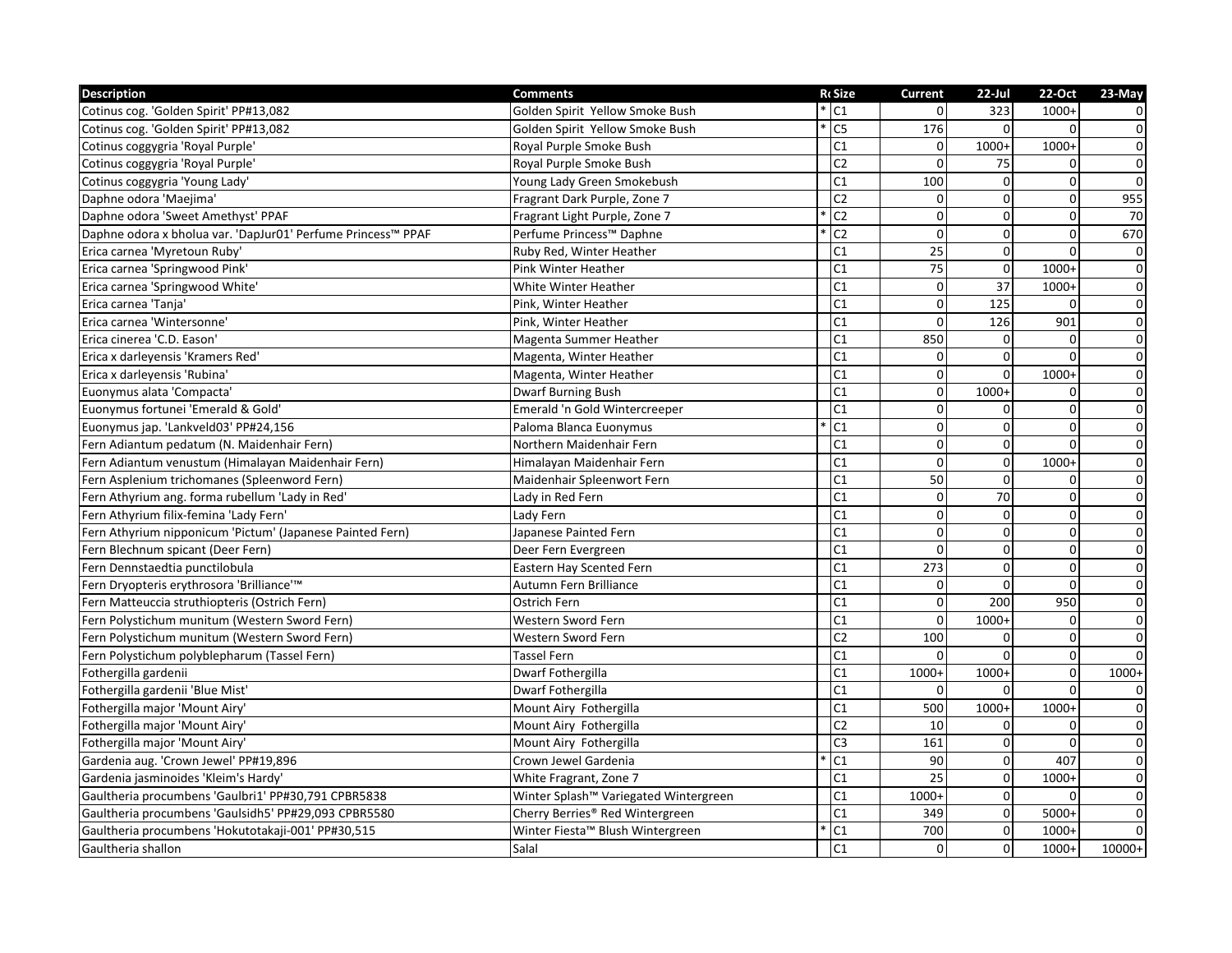| Description | Comments | R | Size | Current | 22-Jul | 22-Oct | 23-May |
|---|---|---|---|---|---|---|---|
| Cotinus cog. 'Golden Spirit' PP#13,082 | Golden Spirit Yellow Smoke Bush | * | C1 | 0 | 323 | 1000+ | 0 |
| Cotinus cog. 'Golden Spirit' PP#13,082 | Golden Spirit Yellow Smoke Bush | * | C5 | 176 | 0 | 0 | 0 |
| Cotinus coggygria 'Royal Purple' | Royal Purple Smoke Bush | | C1 | 0 | 1000+ | 1000+ | 0 |
| Cotinus coggygria 'Royal Purple' | Royal Purple Smoke Bush | | C2 | 0 | 75 | 0 | 0 |
| Cotinus coggygria 'Young Lady' | Young Lady Green Smokebush | | C1 | 100 | 0 | 0 | 0 |
| Daphne odora 'Maejima' | Fragrant Dark Purple, Zone 7 | | C2 | 0 | 0 | 0 | 955 |
| Daphne odora 'Sweet Amethyst' PPAF | Fragrant Light Purple, Zone 7 | * | C2 | 0 | 0 | 0 | 70 |
| Daphne odora x bholua var. 'DapJur01' Perfume Princess™ PPAF | Perfume Princess™ Daphne | * | C2 | 0 | 0 | 0 | 670 |
| Erica carnea 'Myretoun Ruby' | Ruby Red, Winter Heather | | C1 | 25 | 0 | 0 | 0 |
| Erica carnea 'Springwood Pink' | Pink Winter Heather | | C1 | 75 | 0 | 1000+ | 0 |
| Erica carnea 'Springwood White' | White Winter Heather | | C1 | 0 | 37 | 1000+ | 0 |
| Erica carnea 'Tanja' | Pink, Winter Heather | | C1 | 0 | 125 | 0 | 0 |
| Erica carnea 'Wintersonne' | Pink, Winter Heather | | C1 | 0 | 126 | 901 | 0 |
| Erica cinerea 'C.D. Eason' | Magenta Summer Heather | | C1 | 850 | 0 | 0 | 0 |
| Erica x darleyensis 'Kramers Red' | Magenta, Winter Heather | | C1 | 0 | 0 | 0 | 0 |
| Erica x darleyensis 'Rubina' | Magenta, Winter Heather | | C1 | 0 | 0 | 1000+ | 0 |
| Euonymus alata 'Compacta' | Dwarf Burning Bush | | C1 | 0 | 1000+ | 0 | 0 |
| Euonymus fortunei 'Emerald & Gold' | Emerald 'n Gold Wintercreeper | | C1 | 0 | 0 | 0 | 0 |
| Euonymus jap. 'Lankveld03' PP#24,156 | Paloma Blanca Euonymus | * | C1 | 0 | 0 | 0 | 0 |
| Fern Adiantum pedatum (N. Maidenhair Fern) | Northern Maidenhair Fern | | C1 | 0 | 0 | 0 | 0 |
| Fern Adiantum venustum (Himalayan Maidenhair Fern) | Himalayan Maidenhair Fern | | C1 | 0 | 0 | 1000+ | 0 |
| Fern Asplenium trichomanes (Spleenword Fern) | Maidenhair Spleenwort Fern | | C1 | 50 | 0 | 0 | 0 |
| Fern Athyrium ang. forma rubellum 'Lady in Red' | Lady in Red Fern | | C1 | 0 | 70 | 0 | 0 |
| Fern Athyrium filix-femina 'Lady Fern' | Lady Fern | | C1 | 0 | 0 | 0 | 0 |
| Fern Athyrium nipponicum 'Pictum' (Japanese Painted Fern) | Japanese Painted Fern | | C1 | 0 | 0 | 0 | 0 |
| Fern Blechnum spicant (Deer Fern) | Deer Fern Evergreen | | C1 | 0 | 0 | 0 | 0 |
| Fern Dennstaedtia punctilobula | Eastern Hay Scented Fern | | C1 | 273 | 0 | 0 | 0 |
| Fern Dryopteris erythrosora 'Brilliance'™ | Autumn Fern Brilliance | | C1 | 0 | 0 | 0 | 0 |
| Fern Matteuccia struthiopteris (Ostrich Fern) | Ostrich Fern | | C1 | 0 | 200 | 950 | 0 |
| Fern Polystichum munitum (Western Sword Fern) | Western Sword Fern | | C1 | 0 | 1000+ | 0 | 0 |
| Fern Polystichum munitum (Western Sword Fern) | Western Sword Fern | | C2 | 100 | 0 | 0 | 0 |
| Fern Polystichum polyblepharum (Tassel Fern) | Tassel Fern | | C1 | 0 | 0 | 0 | 0 |
| Fothergilla gardenii | Dwarf Fothergilla | | C1 | 1000+ | 1000+ | 0 | 1000+ |
| Fothergilla gardenii 'Blue Mist' | Dwarf Fothergilla | | C1 | 0 | 0 | 0 | 0 |
| Fothergilla major 'Mount Airy' | Mount Airy Fothergilla | | C1 | 500 | 1000+ | 1000+ | 0 |
| Fothergilla major 'Mount Airy' | Mount Airy Fothergilla | | C2 | 10 | 0 | 0 | 0 |
| Fothergilla major 'Mount Airy' | Mount Airy Fothergilla | | C3 | 161 | 0 | 0 | 0 |
| Gardenia aug. 'Crown Jewel' PP#19,896 | Crown Jewel Gardenia | * | C1 | 90 | 0 | 407 | 0 |
| Gardenia jasminoides 'Kleim's Hardy' | White Fragrant, Zone 7 | | C1 | 25 | 0 | 1000+ | 0 |
| Gaultheria procumbens 'Gaulbri1' PP#30,791 CPBR5838 | Winter Splash™ Variegated Wintergreen | | C1 | 1000+ | 0 | 0 | 0 |
| Gaultheria procumbens 'Gaulsidh5' PP#29,093 CPBR5580 | Cherry Berries® Red Wintergreen | | C1 | 349 | 0 | 5000+ | 0 |
| Gaultheria procumbens 'Hokutotakaji-001' PP#30,515 | Winter Fiesta™ Blush Wintergreen | * | C1 | 700 | 0 | 1000+ | 0 |
| Gaultheria shallon | Salal | | C1 | 0 | 0 | 1000+ | 10000+ |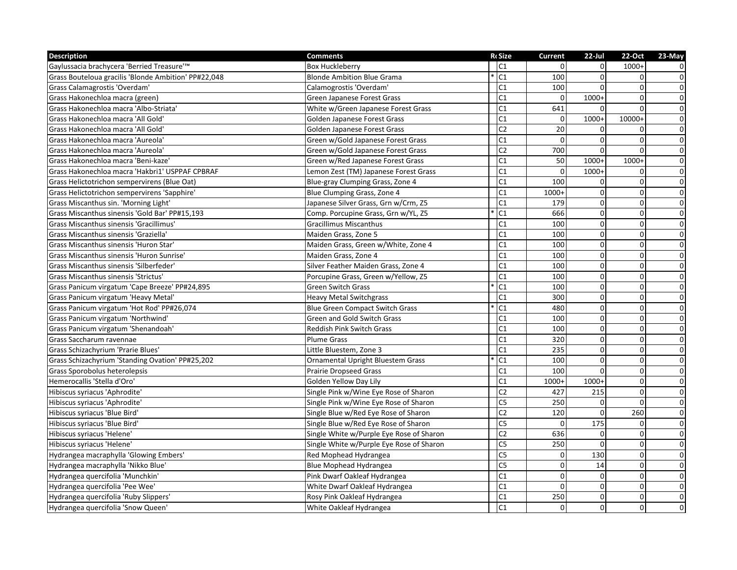| Description | Comments | R | Size | Current | 22-Jul | 22-Oct | 23-May |
|---|---|---|---|---|---|---|---|
| Gaylussacia brachycera 'Berried Treasure'™ | Box Huckleberry | | C1 | 0 | 0 | 1000+ | 0 |
| Grass Bouteloua gracilis 'Blonde Ambition' PP#22,048 | Blonde Ambition Blue Grama | * | C1 | 100 | 0 | 0 | 0 |
| Grass Calamagrostis 'Overdam' | Calamogrostis 'Overdam' | | C1 | 100 | 0 | 0 | 0 |
| Grass Hakonechloa macra (green) | Green Japanese Forest Grass | | C1 | 0 | 1000+ | 0 | 0 |
| Grass Hakonechloa macra 'Albo-Striata' | White w/Green Japanese Forest Grass | | C1 | 641 | 0 | 0 | 0 |
| Grass Hakonechloa macra 'All Gold' | Golden Japanese Forest Grass | | C1 | 0 | 1000+ | 10000+ | 0 |
| Grass Hakonechloa macra 'All Gold' | Golden Japanese Forest Grass | | C2 | 20 | 0 | 0 | 0 |
| Grass Hakonechloa macra 'Aureola' | Green w/Gold Japanese Forest Grass | | C1 | 0 | 0 | 0 | 0 |
| Grass Hakonechloa macra 'Aureola' | Green w/Gold Japanese Forest Grass | | C2 | 700 | 0 | 0 | 0 |
| Grass Hakonechloa macra 'Beni-kaze' | Green w/Red Japanese Forest Grass | | C1 | 50 | 1000+ | 1000+ | 0 |
| Grass Hakonechloa macra 'Hakbri1' USPPAF CPBRAF | Lemon Zest (TM) Japanese Forest Grass | | C1 | 0 | 1000+ | 0 | 0 |
| Grass Helictotrichon sempervirens (Blue Oat) | Blue-gray Clumping Grass, Zone 4 | | C1 | 100 | 0 | 0 | 0 |
| Grass Helictotrichon sempervirens 'Sapphire' | Blue Clumping Grass, Zone 4 | | C1 | 1000+ | 0 | 0 | 0 |
| Grass Miscanthus sin. 'Morning Light' | Japanese Silver Grass, Grn w/Crm, Z5 | | C1 | 179 | 0 | 0 | 0 |
| Grass Miscanthus sinensis 'Gold Bar' PP#15,193 | Comp. Porcupine Grass, Grn w/YL, Z5 | * | C1 | 666 | 0 | 0 | 0 |
| Grass Miscanthus sinensis 'Gracillimus' | Gracillimus Miscanthus | | C1 | 100 | 0 | 0 | 0 |
| Grass Miscanthus sinensis 'Graziella' | Maiden Grass, Zone 5 | | C1 | 100 | 0 | 0 | 0 |
| Grass Miscanthus sinensis 'Huron Star' | Maiden Grass, Green w/White, Zone 4 | | C1 | 100 | 0 | 0 | 0 |
| Grass Miscanthus sinensis 'Huron Sunrise' | Maiden Grass, Zone 4 | | C1 | 100 | 0 | 0 | 0 |
| Grass Miscanthus sinensis 'Silberfeder' | Silver Feather Maiden Grass, Zone 4 | | C1 | 100 | 0 | 0 | 0 |
| Grass Miscanthus sinensis 'Strictus' | Porcupine Grass, Green w/Yellow, Z5 | | C1 | 100 | 0 | 0 | 0 |
| Grass Panicum virgatum 'Cape Breeze' PP#24,895 | Green Switch Grass | * | C1 | 100 | 0 | 0 | 0 |
| Grass Panicum virgatum 'Heavy Metal' | Heavy Metal Switchgrass | | C1 | 300 | 0 | 0 | 0 |
| Grass Panicum virgatum 'Hot Rod' PP#26,074 | Blue Green Compact Switch Grass | * | C1 | 480 | 0 | 0 | 0 |
| Grass Panicum virgatum 'Northwind' | Green and Gold Switch Grass | | C1 | 100 | 0 | 0 | 0 |
| Grass Panicum virgatum 'Shenandoah' | Reddish Pink Switch Grass | | C1 | 100 | 0 | 0 | 0 |
| Grass Saccharum ravennae | Plume Grass | | C1 | 320 | 0 | 0 | 0 |
| Grass Schizachyrium 'Prarie Blues' | Little Bluestem, Zone 3 | | C1 | 235 | 0 | 0 | 0 |
| Grass Schizachyrium 'Standing Ovation' PP#25,202 | Ornamental Upright Bluestem Grass | * | C1 | 100 | 0 | 0 | 0 |
| Grass Sporobolus heterolepsis | Prairie Dropseed Grass | | C1 | 100 | 0 | 0 | 0 |
| Hemerocallis 'Stella d'Oro' | Golden Yellow Day Lily | | C1 | 1000+ | 1000+ | 0 | 0 |
| Hibiscus syriacus 'Aphrodite' | Single Pink w/Wine Eye Rose of Sharon | | C2 | 427 | 215 | 0 | 0 |
| Hibiscus syriacus 'Aphrodite' | Single Pink w/Wine Eye Rose of Sharon | | C5 | 250 | 0 | 0 | 0 |
| Hibiscus syriacus 'Blue Bird' | Single Blue w/Red Eye Rose of Sharon | | C2 | 120 | 0 | 260 | 0 |
| Hibiscus syriacus 'Blue Bird' | Single Blue w/Red Eye Rose of Sharon | | C5 | 0 | 175 | 0 | 0 |
| Hibiscus syriacus 'Helene' | Single White w/Purple Eye Rose of Sharon | | C2 | 636 | 0 | 0 | 0 |
| Hibiscus syriacus 'Helene' | Single White w/Purple Eye Rose of Sharon | | C5 | 250 | 0 | 0 | 0 |
| Hydrangea macraphylla 'Glowing Embers' | Red Mophead Hydrangea | | C5 | 0 | 130 | 0 | 0 |
| Hydrangea macraphylla 'Nikko Blue' | Blue Mophead Hydrangea | | C5 | 0 | 14 | 0 | 0 |
| Hydrangea quercifolia 'Munchkin' | Pink Dwarf Oakleaf Hydrangea | | C1 | 0 | 0 | 0 | 0 |
| Hydrangea quercifolia 'Pee Wee' | White Dwarf Oakleaf Hydrangea | | C1 | 0 | 0 | 0 | 0 |
| Hydrangea quercifolia 'Ruby Slippers' | Rosy Pink Oakleaf Hydrangea | | C1 | 250 | 0 | 0 | 0 |
| Hydrangea quercifolia 'Snow Queen' | White Oakleaf Hydrangea | | C1 | 0 | 0 | 0 | 0 |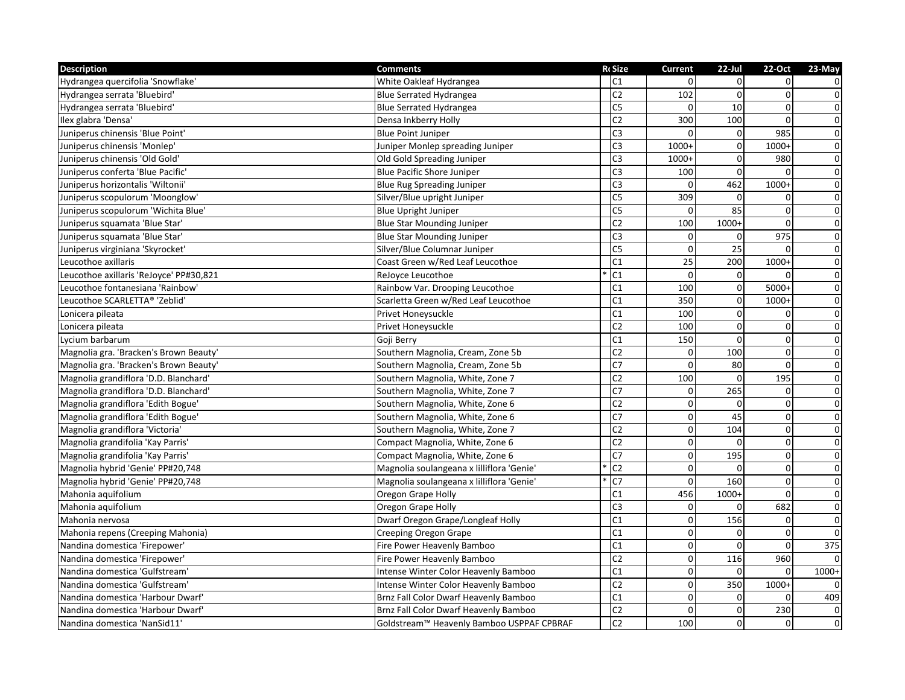| Description | Comments | Rt | Size | Current | 22-Jul | 22-Oct | 23-May |
|---|---|---|---|---|---|---|---|
| Hydrangea quercifolia 'Snowflake' | White Oakleaf Hydrangea | | C1 | 0 | 0 | 0 | 0 |
| Hydrangea serrata 'Bluebird' | Blue Serrated Hydrangea | | C2 | 102 | 0 | 0 | 0 |
| Hydrangea serrata 'Bluebird' | Blue Serrated Hydrangea | | C5 | 0 | 10 | 0 | 0 |
| Ilex glabra 'Densa' | Densa Inkberry Holly | | C2 | 300 | 100 | 0 | 0 |
| Juniperus chinensis 'Blue Point' | Blue Point Juniper | | C3 | 0 | 0 | 985 | 0 |
| Juniperus chinensis 'Monlep' | Juniper Monlep spreading Juniper | | C3 | 1000+ | 0 | 1000+ | 0 |
| Juniperus chinensis 'Old Gold' | Old Gold Spreading Juniper | | C3 | 1000+ | 0 | 980 | 0 |
| Juniperus conferta 'Blue Pacific' | Blue Pacific Shore Juniper | | C3 | 100 | 0 | 0 | 0 |
| Juniperus horizontalis 'Wiltonii' | Blue Rug Spreading Juniper | | C3 | 0 | 462 | 1000+ | 0 |
| Juniperus scopulorum 'Moonglow' | Silver/Blue upright Juniper | | C5 | 309 | 0 | 0 | 0 |
| Juniperus scopulorum 'Wichita Blue' | Blue Upright Juniper | | C5 | 0 | 85 | 0 | 0 |
| Juniperus squamata 'Blue Star' | Blue Star Mounding Juniper | | C2 | 100 | 1000+ | 0 | 0 |
| Juniperus squamata 'Blue Star' | Blue Star Mounding Juniper | | C3 | 0 | 0 | 975 | 0 |
| Juniperus virginiana 'Skyrocket' | Silver/Blue Columnar Juniper | | C5 | 0 | 25 | 0 | 0 |
| Leucothoe axillaris | Coast Green w/Red Leaf Leucothoe | | C1 | 25 | 200 | 1000+ | 0 |
| Leucothoe axillaris 'ReJoyce' PP#30,821 | ReJoyce Leucothoe | * | C1 | 0 | 0 | 0 | 0 |
| Leucothoe fontanesiana 'Rainbow' | Rainbow Var. Drooping Leucothoe | | C1 | 100 | 0 | 5000+ | 0 |
| Leucothoe SCARLETTA® 'Zeblid' | Scarletta Green w/Red Leaf Leucothoe | | C1 | 350 | 0 | 1000+ | 0 |
| Lonicera pileata | Privet Honeysuckle | | C1 | 100 | 0 | 0 | 0 |
| Lonicera pileata | Privet Honeysuckle | | C2 | 100 | 0 | 0 | 0 |
| Lycium barbarum | Goji Berry | | C1 | 150 | 0 | 0 | 0 |
| Magnolia gra. 'Bracken's Brown Beauty' | Southern Magnolia, Cream, Zone 5b | | C2 | 0 | 100 | 0 | 0 |
| Magnolia gra. 'Bracken's Brown Beauty' | Southern Magnolia, Cream, Zone 5b | | C7 | 0 | 80 | 0 | 0 |
| Magnolia grandiflora 'D.D. Blanchard' | Southern Magnolia, White, Zone 7 | | C2 | 100 | 0 | 195 | 0 |
| Magnolia grandiflora 'D.D. Blanchard' | Southern Magnolia, White, Zone 7 | | C7 | 0 | 265 | 0 | 0 |
| Magnolia grandiflora 'Edith Bogue' | Southern Magnolia, White, Zone 6 | | C2 | 0 | 0 | 0 | 0 |
| Magnolia grandiflora 'Edith Bogue' | Southern Magnolia, White, Zone 6 | | C7 | 0 | 45 | 0 | 0 |
| Magnolia grandiflora 'Victoria' | Southern Magnolia, White, Zone 7 | | C2 | 0 | 104 | 0 | 0 |
| Magnolia grandifolia 'Kay Parris' | Compact Magnolia, White, Zone 6 | | C2 | 0 | 0 | 0 | 0 |
| Magnolia grandifolia 'Kay Parris' | Compact Magnolia, White, Zone 6 | | C7 | 0 | 195 | 0 | 0 |
| Magnolia hybrid 'Genie' PP#20,748 | Magnolia soulangeana x lilliflora 'Genie' | * | C2 | 0 | 0 | 0 | 0 |
| Magnolia hybrid 'Genie' PP#20,748 | Magnolia soulangeana x lilliflora 'Genie' | * | C7 | 0 | 160 | 0 | 0 |
| Mahonia aquifolium | Oregon Grape Holly | | C1 | 456 | 1000+ | 0 | 0 |
| Mahonia aquifolium | Oregon Grape Holly | | C3 | 0 | 0 | 682 | 0 |
| Mahonia nervosa | Dwarf Oregon Grape/Longleaf Holly | | C1 | 0 | 156 | 0 | 0 |
| Mahonia repens (Creeping Mahonia) | Creeping Oregon Grape | | C1 | 0 | 0 | 0 | 0 |
| Nandina domestica 'Firepower' | Fire Power Heavenly Bamboo | | C1 | 0 | 0 | 0 | 375 |
| Nandina domestica 'Firepower' | Fire Power Heavenly Bamboo | | C2 | 0 | 116 | 960 | 0 |
| Nandina domestica 'Gulfstream' | Intense Winter Color Heavenly Bamboo | | C1 | 0 | 0 | 0 | 1000+ |
| Nandina domestica 'Gulfstream' | Intense Winter Color Heavenly Bamboo | | C2 | 0 | 350 | 1000+ | 0 |
| Nandina domestica 'Harbour Dwarf' | Brnz Fall Color Dwarf Heavenly Bamboo | | C1 | 0 | 0 | 0 | 409 |
| Nandina domestica 'Harbour Dwarf' | Brnz Fall Color Dwarf Heavenly Bamboo | | C2 | 0 | 0 | 230 | 0 |
| Nandina domestica 'NanSid11' | Goldstream™ Heavenly Bamboo USPPAF CPBRAF | | C2 | 100 | 0 | 0 | 0 |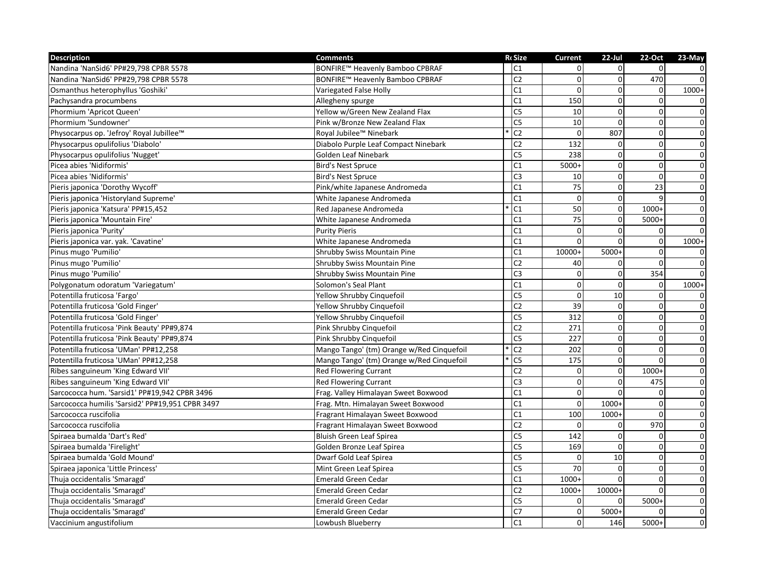| Description | Comments | Rc | Size | Current | 22-Jul | 22-Oct | 23-May |
|---|---|---|---|---|---|---|---|
| Nandina 'NanSid6' PP#29,798 CPBR 5578 | BONFIRE™ Heavenly Bamboo CPBRAF | | C1 | 0 | 0 | 0 | 0 |
| Nandina 'NanSid6' PP#29,798 CPBR 5578 | BONFIRE™ Heavenly Bamboo CPBRAF | | C2 | 0 | 0 | 470 | 0 |
| Osmanthus heterophyllus 'Goshiki' | Variegated False Holly | | C1 | 0 | 0 | 0 | 1000+ |
| Pachysandra procumbens | Allegheny spurge | | C1 | 150 | 0 | 0 | 0 |
| Phormium 'Apricot Queen' | Yellow w/Green New Zealand Flax | | C5 | 10 | 0 | 0 | 0 |
| Phormium 'Sundowner' | Pink w/Bronze New Zealand Flax | | C5 | 10 | 0 | 0 | 0 |
| Physocarpus op. 'Jefroy' Royal Jubilee™ | Royal Jubilee™ Ninebark | * | C2 | 0 | 807 | 0 | 0 |
| Physocarpus opulifolius 'Diabolo' | Diabolo Purple Leaf Compact Ninebark | | C2 | 132 | 0 | 0 | 0 |
| Physocarpus opulifolius 'Nugget' | Golden Leaf Ninebark | | C5 | 238 | 0 | 0 | 0 |
| Picea abies 'Nidiformis' | Bird's Nest Spruce | | C1 | 5000+ | 0 | 0 | 0 |
| Picea abies 'Nidiformis' | Bird's Nest Spruce | | C3 | 10 | 0 | 0 | 0 |
| Pieris japonica 'Dorothy Wycoff' | Pink/white Japanese Andromeda | | C1 | 75 | 0 | 23 | 0 |
| Pieris japonica 'Historyland Supreme' | White Japanese Andromeda | | C1 | 0 | 0 | 9 | 0 |
| Pieris japonica 'Katsura' PP#15,452 | Red Japanese Andromeda | * | C1 | 50 | 0 | 1000+ | 0 |
| Pieris japonica 'Mountain Fire' | White Japanese Andromeda | | C1 | 75 | 0 | 5000+ | 0 |
| Pieris japonica 'Purity' | Purity Pieris | | C1 | 0 | 0 | 0 | 0 |
| Pieris japonica var. yak. 'Cavatine' | White Japanese Andromeda | | C1 | 0 | 0 | 0 | 1000+ |
| Pinus mugo 'Pumilio' | Shrubby Swiss Mountain Pine | | C1 | 10000+ | 5000+ | 0 | 0 |
| Pinus mugo 'Pumilio' | Shrubby Swiss Mountain Pine | | C2 | 40 | 0 | 0 | 0 |
| Pinus mugo 'Pumilio' | Shrubby Swiss Mountain Pine | | C3 | 0 | 0 | 354 | 0 |
| Polygonatum odoratum 'Variegatum' | Solomon's Seal Plant | | C1 | 0 | 0 | 0 | 1000+ |
| Potentilla fruticosa 'Fargo' | Yellow Shrubby Cinquefoil | | C5 | 0 | 10 | 0 | 0 |
| Potentilla fruticosa 'Gold Finger' | Yellow Shrubby Cinquefoil | | C2 | 39 | 0 | 0 | 0 |
| Potentilla fruticosa 'Gold Finger' | Yellow Shrubby Cinquefoil | | C5 | 312 | 0 | 0 | 0 |
| Potentilla fruticosa 'Pink Beauty' PP#9,874 | Pink Shrubby Cinquefoil | | C2 | 271 | 0 | 0 | 0 |
| Potentilla fruticosa 'Pink Beauty' PP#9,874 | Pink Shrubby Cinquefoil | | C5 | 227 | 0 | 0 | 0 |
| Potentilla fruticosa 'UMan' PP#12,258 | Mango Tango' (tm) Orange w/Red Cinquefoil | * | C2 | 202 | 0 | 0 | 0 |
| Potentilla fruticosa 'UMan' PP#12,258 | Mango Tango' (tm) Orange w/Red Cinquefoil | * | C5 | 175 | 0 | 0 | 0 |
| Ribes sanguineum 'King Edward VII' | Red Flowering Currant | | C2 | 0 | 0 | 1000+ | 0 |
| Ribes sanguineum 'King Edward VII' | Red Flowering Currant | | C3 | 0 | 0 | 475 | 0 |
| Sarcococca hum. 'Sarsid1' PP#19,942 CPBR 3496 | Frag. Valley Himalayan Sweet Boxwood | | C1 | 0 | 0 | 0 | 0 |
| Sarcococca humilis 'Sarsid2' PP#19,951 CPBR 3497 | Frag. Mtn. Himalayan Sweet Boxwood | | C1 | 0 | 1000+ | 0 | 0 |
| Sarcococca ruscifolia | Fragrant Himalayan Sweet Boxwood | | C1 | 100 | 1000+ | 0 | 0 |
| Sarcococca ruscifolia | Fragrant Himalayan Sweet Boxwood | | C2 | 0 | 0 | 970 | 0 |
| Spiraea bumalda 'Dart's Red' | Bluish Green Leaf Spirea | | C5 | 142 | 0 | 0 | 0 |
| Spiraea bumalda 'Firelight' | Golden Bronze Leaf Spirea | | C5 | 169 | 0 | 0 | 0 |
| Spiraea bumalda 'Gold Mound' | Dwarf Gold Leaf Spirea | | C5 | 0 | 10 | 0 | 0 |
| Spiraea japonica 'Little Princess' | Mint Green Leaf Spirea | | C5 | 70 | 0 | 0 | 0 |
| Thuja occidentalis 'Smaragd' | Emerald Green Cedar | | C1 | 1000+ | 0 | 0 | 0 |
| Thuja occidentalis 'Smaragd' | Emerald Green Cedar | | C2 | 1000+ | 10000+ | 0 | 0 |
| Thuja occidentalis 'Smaragd' | Emerald Green Cedar | | C5 | 0 | 0 | 5000+ | 0 |
| Thuja occidentalis 'Smaragd' | Emerald Green Cedar | | C7 | 0 | 5000+ | 0 | 0 |
| Vaccinium angustifolium | Lowbush Blueberry | | C1 | 0 | 146 | 5000+ | 0 |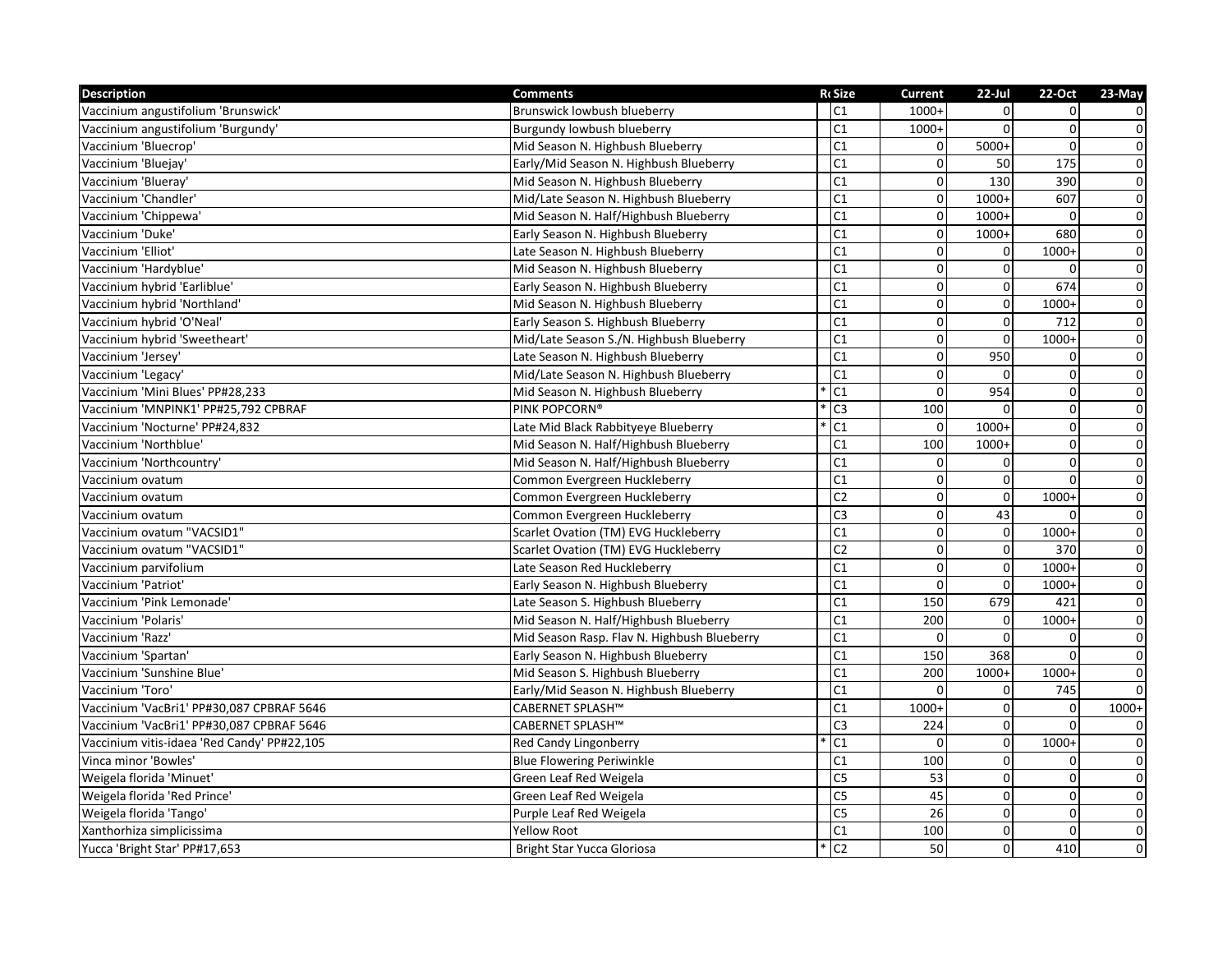| Description | Comments | Rt | Size | Current | 22-Jul | 22-Oct | 23-May |
| --- | --- | --- | --- | --- | --- | --- | --- |
| Vaccinium angustifolium 'Brunswick' | Brunswick lowbush blueberry | | C1 | 1000+ | 0 | 0 | 0 |
| Vaccinium angustifolium 'Burgundy' | Burgundy lowbush blueberry | | C1 | 1000+ | 0 | 0 | 0 |
| Vaccinium 'Bluecrop' | Mid Season N. Highbush Blueberry | | C1 | 0 | 5000+ | 0 | 0 |
| Vaccinium 'Bluejay' | Early/Mid Season N. Highbush Blueberry | | C1 | 0 | 50 | 175 | 0 |
| Vaccinium 'Blueray' | Mid Season N. Highbush Blueberry | | C1 | 0 | 130 | 390 | 0 |
| Vaccinium 'Chandler' | Mid/Late Season N. Highbush Blueberry | | C1 | 0 | 1000+ | 607 | 0 |
| Vaccinium 'Chippewa' | Mid Season N. Half/Highbush Blueberry | | C1 | 0 | 1000+ | 0 | 0 |
| Vaccinium 'Duke' | Early Season N. Highbush Blueberry | | C1 | 0 | 1000+ | 680 | 0 |
| Vaccinium 'Elliot' | Late Season N. Highbush Blueberry | | C1 | 0 | 0 | 1000+ | 0 |
| Vaccinium 'Hardyblue' | Mid Season N. Highbush Blueberry | | C1 | 0 | 0 | 0 | 0 |
| Vaccinium hybrid 'Earliblue' | Early Season N. Highbush Blueberry | | C1 | 0 | 0 | 674 | 0 |
| Vaccinium hybrid 'Northland' | Mid Season N. Highbush Blueberry | | C1 | 0 | 0 | 1000+ | 0 |
| Vaccinium hybrid 'O'Neal' | Early Season S. Highbush Blueberry | | C1 | 0 | 0 | 712 | 0 |
| Vaccinium hybrid 'Sweetheart' | Mid/Late Season S./N. Highbush Blueberry | | C1 | 0 | 0 | 1000+ | 0 |
| Vaccinium 'Jersey' | Late Season N. Highbush Blueberry | | C1 | 0 | 950 | 0 | 0 |
| Vaccinium 'Legacy' | Mid/Late Season N. Highbush Blueberry | | C1 | 0 | 0 | 0 | 0 |
| Vaccinium 'Mini Blues' PP#28,233 | Mid Season N. Highbush Blueberry | * | C1 | 0 | 954 | 0 | 0 |
| Vaccinium 'MNPINK1' PP#25,792 CPBRAF | PINK POPCORN® | * | C3 | 100 | 0 | 0 | 0 |
| Vaccinium 'Nocturne' PP#24,832 | Late Mid Black Rabbityeye Blueberry | * | C1 | 0 | 1000+ | 0 | 0 |
| Vaccinium 'Northblue' | Mid Season N. Half/Highbush Blueberry | | C1 | 100 | 1000+ | 0 | 0 |
| Vaccinium 'Northcountry' | Mid Season N. Half/Highbush Blueberry | | C1 | 0 | 0 | 0 | 0 |
| Vaccinium ovatum | Common Evergreen Huckleberry | | C1 | 0 | 0 | 0 | 0 |
| Vaccinium ovatum | Common Evergreen Huckleberry | | C2 | 0 | 0 | 1000+ | 0 |
| Vaccinium ovatum | Common Evergreen Huckleberry | | C3 | 0 | 43 | 0 | 0 |
| Vaccinium ovatum "VACSID1" | Scarlet Ovation (TM) EVG Huckleberry | | C1 | 0 | 0 | 1000+ | 0 |
| Vaccinium ovatum "VACSID1" | Scarlet Ovation (TM) EVG Huckleberry | | C2 | 0 | 0 | 370 | 0 |
| Vaccinium parvifolium | Late Season Red Huckleberry | | C1 | 0 | 0 | 1000+ | 0 |
| Vaccinium 'Patriot' | Early Season N. Highbush Blueberry | | C1 | 0 | 0 | 1000+ | 0 |
| Vaccinium 'Pink Lemonade' | Late Season S. Highbush Blueberry | | C1 | 150 | 679 | 421 | 0 |
| Vaccinium 'Polaris' | Mid Season N. Half/Highbush Blueberry | | C1 | 200 | 0 | 1000+ | 0 |
| Vaccinium 'Razz' | Mid Season Rasp. Flav N. Highbush Blueberry | | C1 | 0 | 0 | 0 | 0 |
| Vaccinium 'Spartan' | Early Season N. Highbush Blueberry | | C1 | 150 | 368 | 0 | 0 |
| Vaccinium 'Sunshine Blue' | Mid Season S. Highbush Blueberry | | C1 | 200 | 1000+ | 1000+ | 0 |
| Vaccinium 'Toro' | Early/Mid Season N. Highbush Blueberry | | C1 | 0 | 0 | 745 | 0 |
| Vaccinium 'VacBri1' PP#30,087 CPBRAF 5646 | CABERNET SPLASH™ | | C1 | 1000+ | 0 | 0 | 1000+ |
| Vaccinium 'VacBri1' PP#30,087 CPBRAF 5646 | CABERNET SPLASH™ | | C3 | 224 | 0 | 0 | 0 |
| Vaccinium vitis-idaea 'Red Candy' PP#22,105 | Red Candy Lingonberry | * | C1 | 0 | 0 | 1000+ | 0 |
| Vinca minor 'Bowles' | Blue Flowering Periwinkle | | C1 | 100 | 0 | 0 | 0 |
| Weigela florida 'Minuet' | Green Leaf Red Weigela | | C5 | 53 | 0 | 0 | 0 |
| Weigela florida 'Red Prince' | Green Leaf Red Weigela | | C5 | 45 | 0 | 0 | 0 |
| Weigela florida 'Tango' | Purple Leaf Red Weigela | | C5 | 26 | 0 | 0 | 0 |
| Xanthorhiza simplicissima | Yellow Root | | C1 | 100 | 0 | 0 | 0 |
| Yucca 'Bright Star' PP#17,653 | Bright Star Yucca Gloriosa | * | C2 | 50 | 0 | 410 | 0 |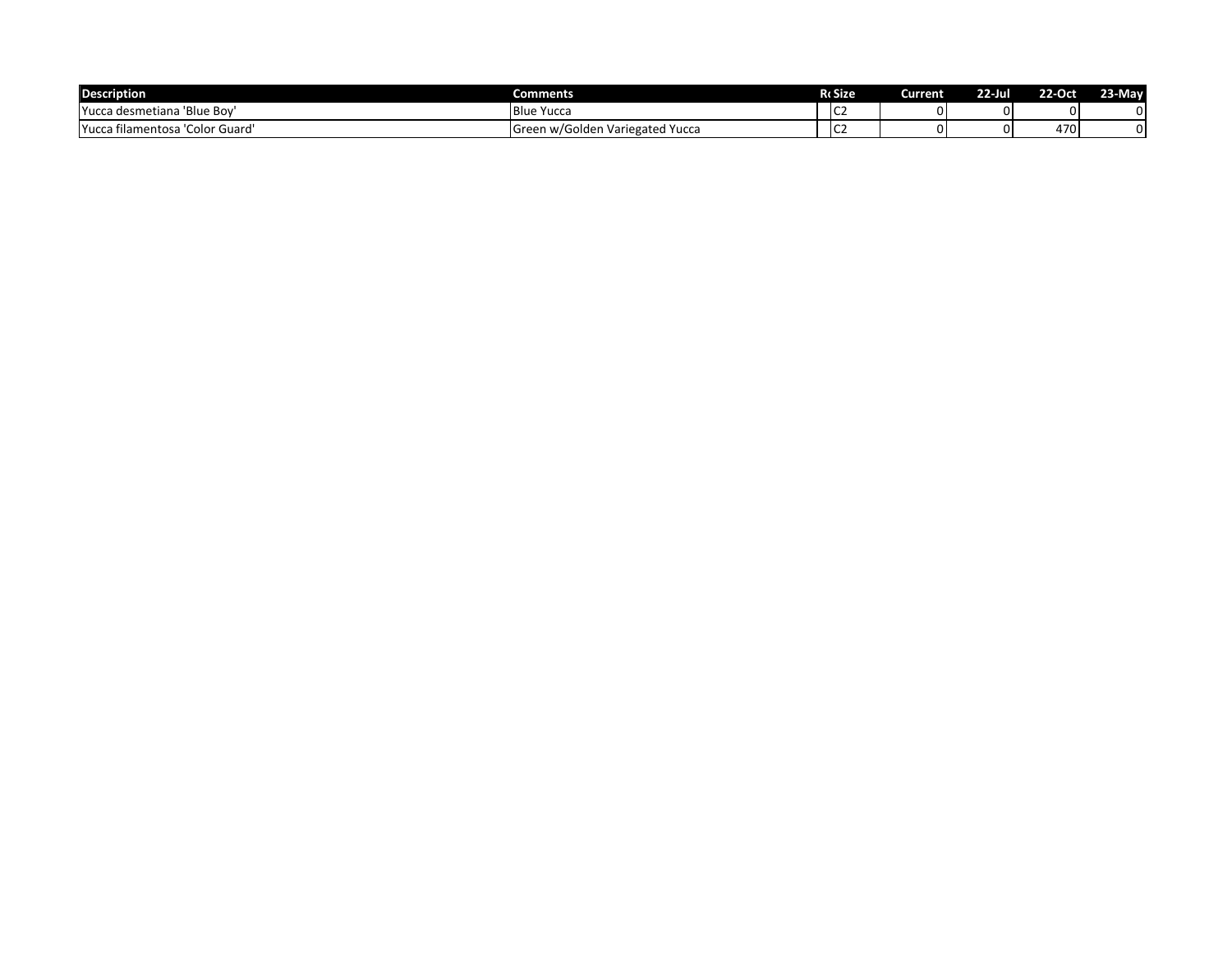| Description | Comments | Re | Size | Current | 22-Jul | 22-Oct | 23-May |
|---|---|---|---|---|---|---|---|
| Yucca desmetiana 'Blue Boy' | Blue Yucca | | C2 | 0 | 0 | 0 | 0 |
| Yucca filamentosa 'Color Guard' | Green w/Golden Variegated Yucca | | C2 | 0 | 0 | 470 | 0 |